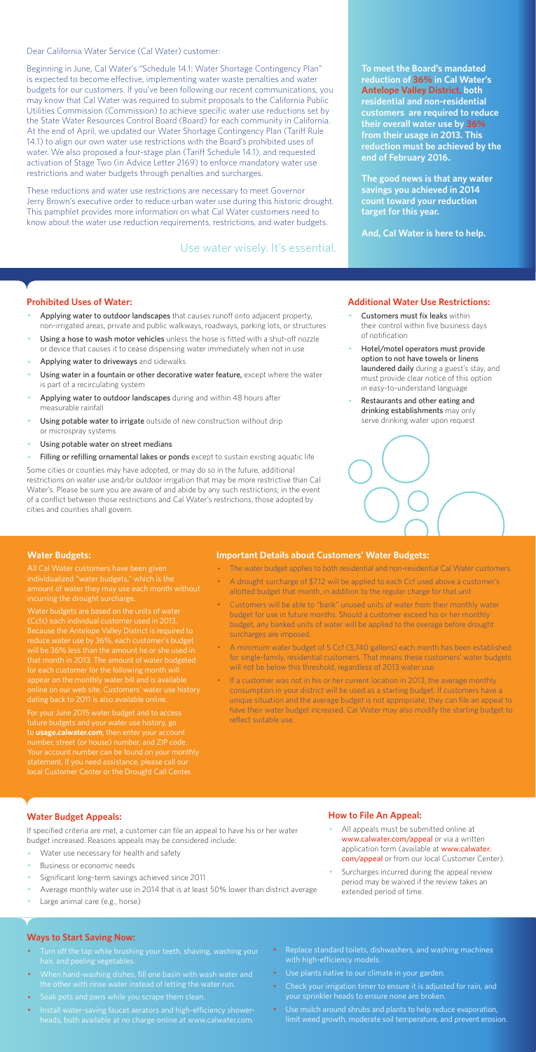Dear California Water Service (Cal Water) customer:

Beginning in June, Cal Water's "Schedule 14.1: Water Shortage Contingency Plan" is expected to become effective, implementing water waste penalties and water budgets for our customers. If you've been following our recent communications, you may know that Cal Water was required to submit proposals to the California Public Utilities Commission (Commission) to achieve specific water use reductions set by the State Water Resources Control Board (Board) for each community in California. At the end of April, we updated our Water Shortage Contingency Plan (Tariff Rule 14.1) to align our own water use restrictions with the Board's prohibited uses of water. We also proposed a four-stage plan (Tariff Schedule 14.1), and requested activation of Stage Two (in Advice Letter 2169) to enforce mandatory water use restrictions and water budgets through penalties and surcharges.

These reductions and water use restrictions are necessary to meet Governor Jerry Brown's executive order to reduce urban water use during this historic drought. This pamphlet provides more information on what Cal Water customers need to know about the water use reduction requirements, restrictions, and water budgets.

Use water wisely. It's essential.

**To meet the Board's mandated reduction of 36% in Cal Water's Antelope Valley District, both residential and non-residential customers are required to reduce their overall water use by 36% from their usage in 2013. This reduction must be achieved by the end of February 2016.**

**The good news is that any water savings you achieved in 2014 count toward your reduction target for this year.**

**And, Cal Water is here to help.**

## Prohibited Uses of Water:

- Applying water to outdoor landscapes that causes runoff onto adjacent property, non-irrigated areas, private and public walkways, roadways, parking lots, or structures
- Using a hose to wash motor vehicles unless the hose is fitted with a shut-off nozzle or device that causes it to cease dispensing water immediately when not in use
- Applying water to driveways and sidewalks
- Using water in a fountain or other decorative water feature, except where the water is part of a recirculating system
- Applying water to outdoor landscapes during and within 48 hours after measurable rainfall
- Using potable water to irrigate outside of new construction without drip or microspray systems
- Using potable water on street medians
- Filling or refilling ornamental lakes or ponds except to sustain existing aquatic life

Some cities or counties may have adopted, or may do so in the future, additional restrictions on water use and/or outdoor irrigation that may be more restrictive than Cal Water's. Please be sure you are aware of and abide by any such restrictions; in the event of a conflict between those restrictions and Cal Water's restrictions, those adopted by cities and counties shall govern.

## Additional Water Use Restrictions:

- Customers must fix leaks within their control within five business days of notification
- Hotel/motel operators must provide option to not have towels or linens laundered daily during a guest's stay, and must provide clear notice of this option in easy-to-understand language
- Restaurants and other eating and drinking establishments may only serve drinking water upon request

## Water Budgets:

All Cal Water customers have been given individualized "water budgets," which is the amount of water they may use each month without incurring the drought surcharge.

Water budgets are based on the units of water (Ccfs) each individual customer used in 2013. Because the Antelope Valley District is required to reduce water use by 36%, each customer's budget will be 36% less than the amount he or she used in that month in 2013. The amount of water budgeted for each customer for the following month will appear on the monthly water bill and is available online on our web site. Customers' water use history dating back to 2011 is also available online.

For your June 2015 water budget and to access future budgets and your water use history, go to **usage.calwater.com**, then enter your account number, street (or house) number, and ZIP code. Your account number can be found on your monthly statement. If you need assistance, please call our local Customer Center or the Drought Call Center.

## Important Details about Customers' Water Budgets:

- The water budget applies to both residential and non-residential Cal Water customers.
- A drought surcharge of $7.12 will be applied to each Ccf used above a customer's allotted budget that month, in addition to the regular charge for that unit.
- Customers will be able to "bank" unused units of water from their monthly water budget for use in future months. Should a customer exceed his or her monthly budget, any banked units of water will be applied to the overage before drought surcharges are imposed.
- A minimum water budget of 5 Ccf (3,740 gallons) each month has been established for single-family, residential customers. That means these customers' water budgets will not be below this threshold, regardless of 2013 water use.
- If a customer was not in his or her current location in 2013, the average monthly consumption in your district will be used as a starting budget. If customers have a unique situation and the average budget is not appropriate, they can file an appeal to have their water budget increased. Cal Water may also modify the starting budget to reflect suitable use.

## Water Budget Appeals:

If specified criteria are met, a customer can file an appeal to have his or her water budget increased. Reasons appeals may be considered include:

- Water use necessary for health and safety
- Business or economic needs
- Significant long-term savings achieved since 2011
- Average monthly water use in 2014 that is at least 50% lower than district average
- Large animal care (e.g., horse)

## How to File An Appeal:

- All appeals must be submitted online at www.calwater.com/appeal or via a written application form (available at www.calwater.com/appeal or from our local Customer Center).
- Surcharges incurred during the appeal review period may be waived if the review takes an extended period of time.

## Ways to Start Saving Now:

- Turn off the tap while brushing your teeth, shaving, washing your hair, and peeling vegetables.
- When hand-washing dishes, fill one basin with wash water and the other with rinse water instead of letting the water run.
- Soak pots and pans while you scrape them clean.
- Install water-saving faucet aerators and high-efficiency showerheads, both available at no charge online at www.calwater.com.
- Replace standard toilets, dishwashers, and washing machines with high-efficiency models.
- Use plants native to our climate in your garden.
- Check your irrigation timer to ensure it is adjusted for rain, and your sprinkler heads to ensure none are broken.
- Use mulch around shrubs and plants to help reduce evaporation, limit weed growth, moderate soil temperature, and prevent erosion.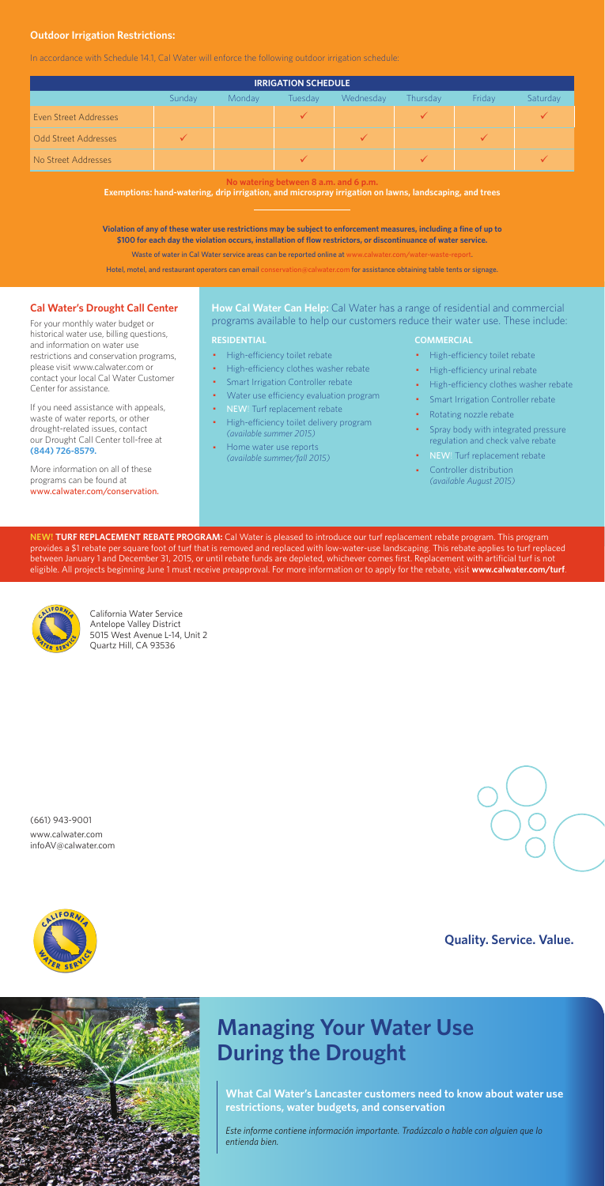**Outdoor Irrigation Restrictions:**

In accordance with Schedule 14.1, Cal Water will enforce the following outdoor irrigation schedule:

| IRRIGATION SCHEDULE | | | | | | | |
|---|---|---|---|---|---|---|---|
| | Sunday | Monday | Tuesday | Wednesday | Thursday | Friday | Saturday |
| Even Street Addresses | | | ✓ | | ✓ | | ✓ |
| Odd Street Addresses | ✓ | | | ✓ | | ✓ | |
| No Street Addresses | | | ✓ | | ✓ | | ✓ |

**No watering between 8 a.m. and 6 p.m.**

**Exemptions: hand-watering, drip irrigation, and microspray irrigation on lawns, landscaping, and trees**

**Violation of any of these water use restrictions may be subject to enforcement measures, including a fine of up to $100 for each day the violation occurs, installation of flow restrictors, or discontinuance of water service.**

Waste of water in Cal Water service areas can be reported online at www.calwater.com/water-waste-report.

Hotel, motel, and restaurant operators can email conservation@calwater.com for assistance obtaining table tents or signage.

## Cal Water's Drought Call Center

For your monthly water budget or historical water use, billing questions, and information on water use restrictions and conservation programs, please visit www.calwater.com or contact your local Cal Water Customer Center for assistance.

If you need assistance with appeals, waste of water reports, or other drought-related issues, contact our Drought Call Center toll-free at **(844) 726-8579.**

More information on all of these programs can be found at www.calwater.com/conservation.

**How Cal Water Can Help:** Cal Water has a range of residential and commercial programs available to help our customers reduce their water use. These include:

### RESIDENTIAL

- High-efficiency toilet rebate
- High-efficiency clothes washer rebate
- Smart Irrigation Controller rebate
- Water use efficiency evaluation program
- NEW! Turf replacement rebate
- High-efficiency toilet delivery program *(available summer 2015)*
- Home water use reports *(available summer/fall 2015)*

### COMMERCIAL

- High-efficiency toilet rebate
- High-efficiency urinal rebate
- High-efficiency clothes washer rebate
- Smart Irrigation Controller rebate
- Rotating nozzle rebate
- Spray body with integrated pressure regulation and check valve rebate
- NEW! Turf replacement rebate
- Controller distribution *(available August 2015)*

**NEW! TURF REPLACEMENT REBATE PROGRAM:** Cal Water is pleased to introduce our turf replacement rebate program. This program provides a $1 rebate per square foot of turf that is removed and replaced with low-water-use landscaping. This rebate applies to turf replaced between January 1 and December 31, 2015, or until rebate funds are depleted, whichever comes first. Replacement with artificial turf is not eligible. All projects beginning June 1 must receive preapproval. For more information or to apply for the rebate, visit **www.calwater.com/turf**.

California Water Service
Antelope Valley District
5015 West Avenue L-14, Unit 2
Quartz Hill, CA 93536

(661) 943-9001
www.calwater.com
infoAV@calwater.com

**Quality. Service. Value.**

# Managing Your Water Use During the Drought

**What Cal Water's Lancaster customers need to know about water use restrictions, water budgets, and conservation**

*Este informe contiene información importante. Tradúzcalo o hable con alguien que lo entienda bien.*